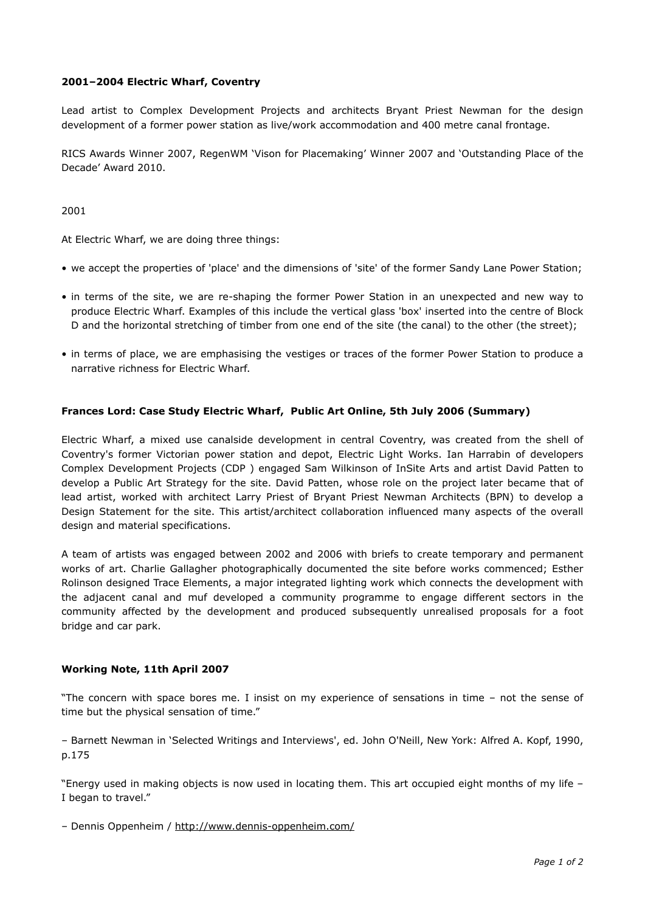**2001–2004 Electric Wharf, Coventry**

Lead artist to Complex Development Projects and architects Bryant Priest Newman for the design development of a former power station as live/work accommodation and 400 metre canal frontage.

RICS Awards Winner 2007, RegenWM 'Vison for Placemaking' Winner 2007 and 'Outstanding Place of the Decade' Award 2010.

2001

At Electric Wharf, we are doing three things:

- we accept the properties of 'place' and the dimensions of 'site' of the former Sandy Lane Power Station;
- in terms of the site, we are re-shaping the former Power Station in an unexpected and new way to produce Electric Wharf. Examples of this include the vertical glass 'box' inserted into the centre of Block D and the horizontal stretching of timber from one end of the site (the canal) to the other (the street);
- in terms of place, we are emphasising the vestiges or traces of the former Power Station to produce a narrative richness for Electric Wharf.

**Frances Lord: Case Study Electric Wharf, Public Art Online, 5th July 2006 (Summary)**

Electric Wharf, a mixed use canalside development in central Coventry, was created from the shell of Coventry's former Victorian power station and depot, Electric Light Works. Ian Harrabin of developers Complex Development Projects (CDP ) engaged Sam Wilkinson of InSite Arts and artist David Patten to develop a Public Art Strategy for the site. David Patten, whose role on the project later became that of lead artist, worked with architect Larry Priest of Bryant Priest Newman Architects (BPN) to develop a Design Statement for the site. This artist/architect collaboration influenced many aspects of the overall design and material specifications.

A team of artists was engaged between 2002 and 2006 with briefs to create temporary and permanent works of art. Charlie Gallagher photographically documented the site before works commenced; Esther Rolinson designed Trace Elements, a major integrated lighting work which connects the development with the adjacent canal and muf developed a community programme to engage different sectors in the community affected by the development and produced subsequently unrealised proposals for a foot bridge and car park.

**Working Note, 11th April 2007**

"The concern with space bores me. I insist on my experience of sensations in time – not the sense of time but the physical sensation of time."

– Barnett Newman in 'Selected Writings and Interviews', ed. John O'Neill, New York: Alfred A. Kopf, 1990, p.175

"Energy used in making objects is now used in locating them. This art occupied eight months of my life – I began to travel."

– Dennis Oppenheim / http://www.dennis-oppenheim.com/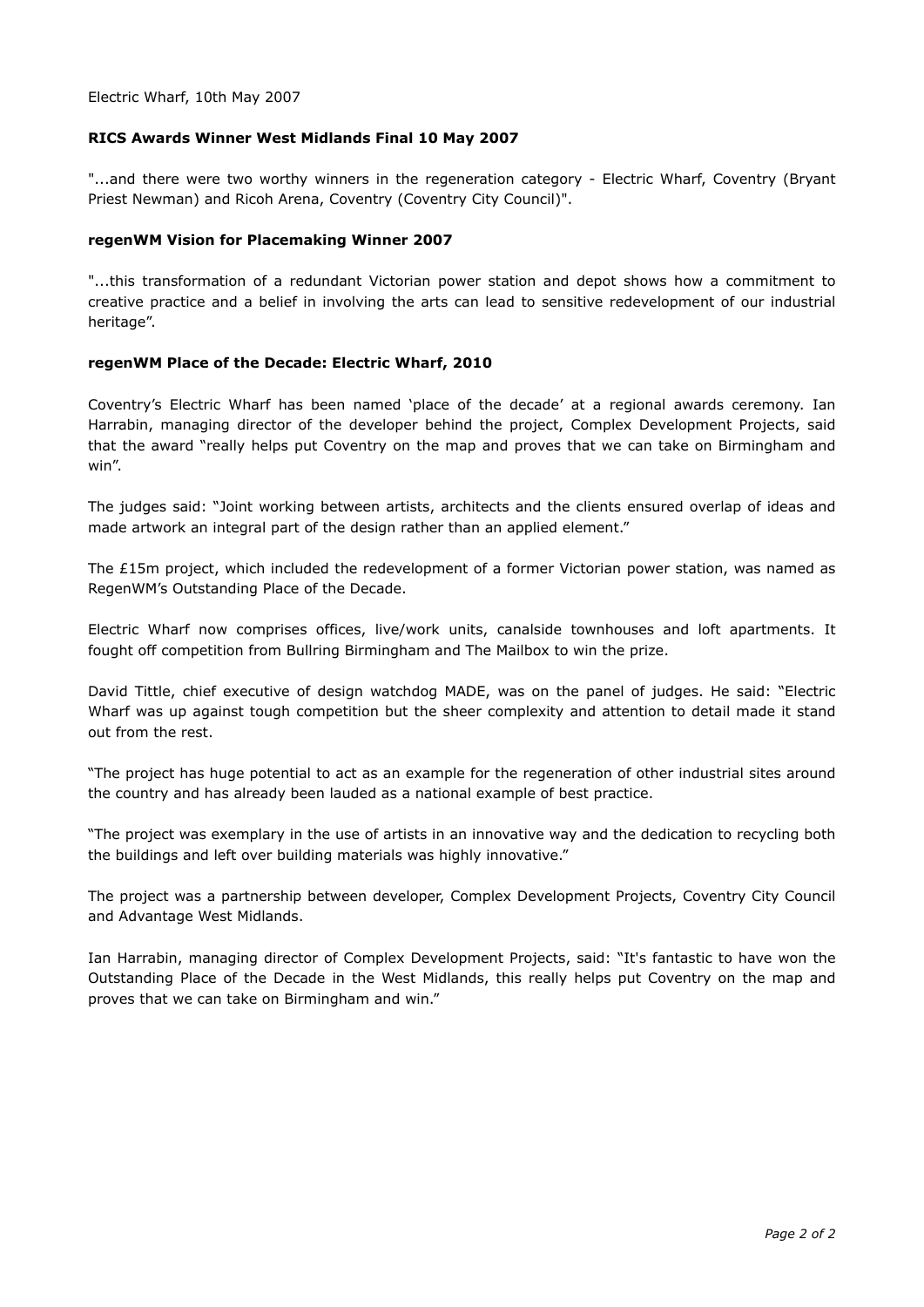Electric Wharf, 10th May 2007

**RICS Awards Winner West Midlands Final 10 May 2007**

"...and there were two worthy winners in the regeneration category - Electric Wharf, Coventry (Bryant Priest Newman) and Ricoh Arena, Coventry (Coventry City Council)".

**regenWM Vision for Placemaking Winner 2007**

"...this transformation of a redundant Victorian power station and depot shows how a commitment to creative practice and a belief in involving the arts can lead to sensitive redevelopment of our industrial heritage".

**regenWM Place of the Decade: Electric Wharf, 2010**

Coventry's Electric Wharf has been named 'place of the decade' at a regional awards ceremony. Ian Harrabin, managing director of the developer behind the project, Complex Development Projects, said that the award "really helps put Coventry on the map and proves that we can take on Birmingham and win".

The judges said: "Joint working between artists, architects and the clients ensured overlap of ideas and made artwork an integral part of the design rather than an applied element."

The £15m project, which included the redevelopment of a former Victorian power station, was named as RegenWM's Outstanding Place of the Decade.

Electric Wharf now comprises offices, live/work units, canalside townhouses and loft apartments. It fought off competition from Bullring Birmingham and The Mailbox to win the prize.

David Tittle, chief executive of design watchdog MADE, was on the panel of judges. He said: "Electric Wharf was up against tough competition but the sheer complexity and attention to detail made it stand out from the rest.

"The project has huge potential to act as an example for the regeneration of other industrial sites around the country and has already been lauded as a national example of best practice.

"The project was exemplary in the use of artists in an innovative way and the dedication to recycling both the buildings and left over building materials was highly innovative."

The project was a partnership between developer, Complex Development Projects, Coventry City Council and Advantage West Midlands.

Ian Harrabin, managing director of Complex Development Projects, said: "It's fantastic to have won the Outstanding Place of the Decade in the West Midlands, this really helps put Coventry on the map and proves that we can take on Birmingham and win."